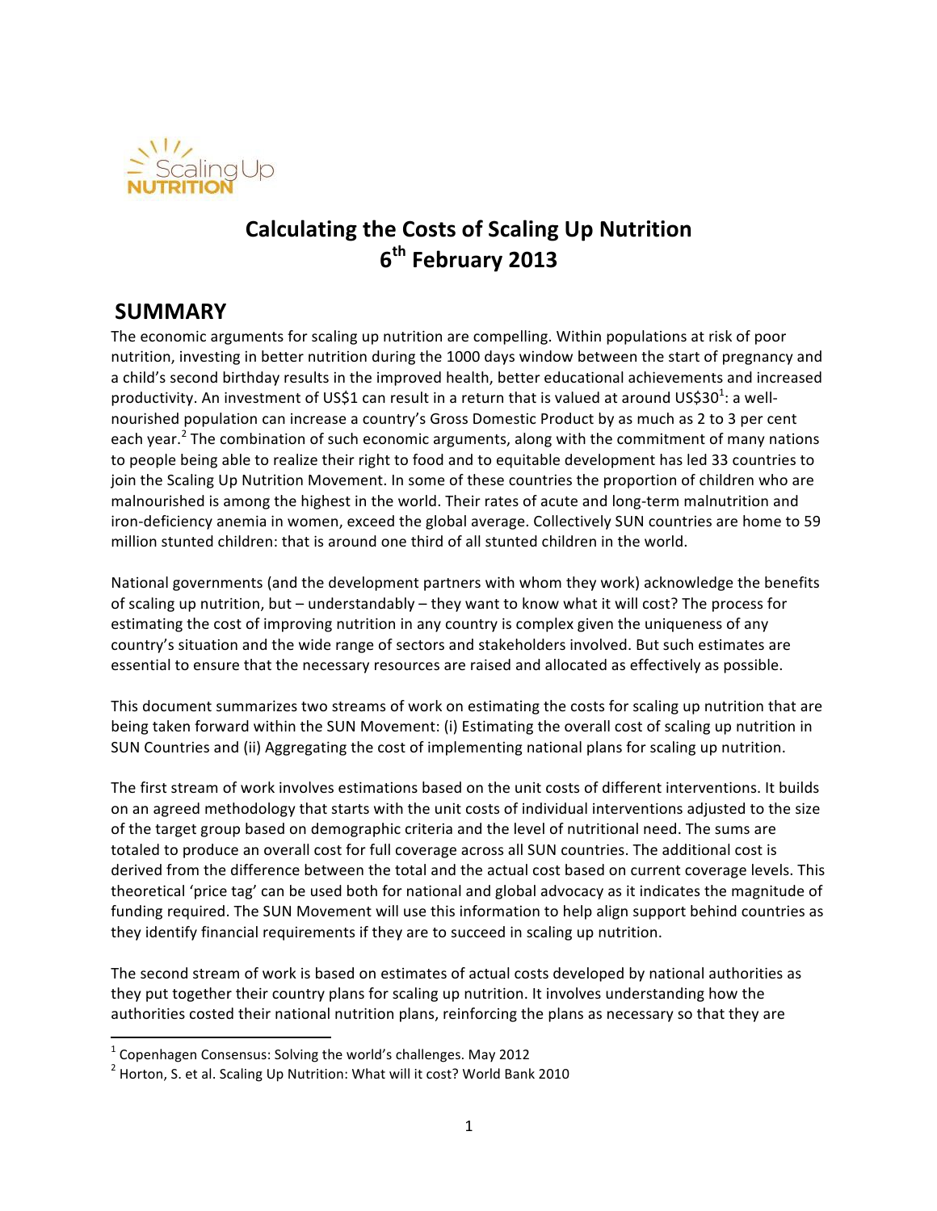# Calculating the Costs of Scaling Up Nutrition
## 6th February 2013

## SUMMARY

The economic arguments for scaling up nutrition are compelling. Within populations at risk of poor nutrition, investing in better nutrition during the 1000 days window between the start of pregnancy and a child's second birthday results in the improved health, better educational achievements and increased productivity. An investment of US$1 can result in a return that is valued at around US$30[1]: a well-nourished population can increase a country's Gross Domestic Product by as much as 2 to 3 per cent each year.[2] The combination of such economic arguments, along with the commitment of many nations to people being able to realize their right to food and to equitable development has led 33 countries to join the Scaling Up Nutrition Movement. In some of these countries the proportion of children who are malnourished is among the highest in the world. Their rates of acute and long-term malnutrition and iron-deficiency anemia in women, exceed the global average. Collectively SUN countries are home to 59 million stunted children: that is around one third of all stunted children in the world.

National governments (and the development partners with whom they work) acknowledge the benefits of scaling up nutrition, but – understandably – they want to know what it will cost? The process for estimating the cost of improving nutrition in any country is complex given the uniqueness of any country's situation and the wide range of sectors and stakeholders involved. But such estimates are essential to ensure that the necessary resources are raised and allocated as effectively as possible.

This document summarizes two streams of work on estimating the costs for scaling up nutrition that are being taken forward within the SUN Movement: (i) Estimating the overall cost of scaling up nutrition in SUN Countries and (ii) Aggregating the cost of implementing national plans for scaling up nutrition.

The first stream of work involves estimations based on the unit costs of different interventions. It builds on an agreed methodology that starts with the unit costs of individual interventions adjusted to the size of the target group based on demographic criteria and the level of nutritional need. The sums are totaled to produce an overall cost for full coverage across all SUN countries. The additional cost is derived from the difference between the total and the actual cost based on current coverage levels. This theoretical 'price tag' can be used both for national and global advocacy as it indicates the magnitude of funding required. The SUN Movement will use this information to help align support behind countries as they identify financial requirements if they are to succeed in scaling up nutrition.

The second stream of work is based on estimates of actual costs developed by national authorities as they put together their country plans for scaling up nutrition. It involves understanding how the authorities costed their national nutrition plans, reinforcing the plans as necessary so that they are

---

[1] Copenhagen Consensus: Solving the world's challenges. May 2012

[2] Horton, S. et al. Scaling Up Nutrition: What will it cost? World Bank 2010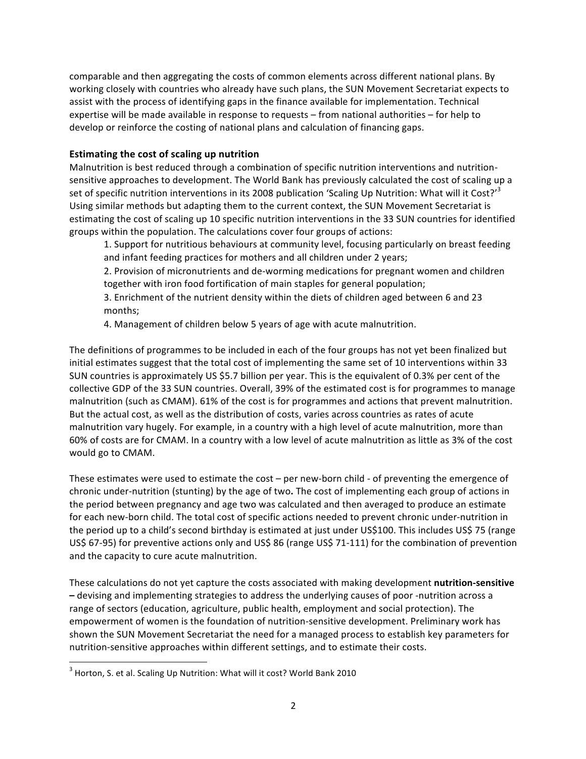comparable and then aggregating the costs of common elements across different national plans. By working closely with countries who already have such plans, the SUN Movement Secretariat expects to assist with the process of identifying gaps in the finance available for implementation. Technical expertise will be made available in response to requests – from national authorities – for help to develop or reinforce the costing of national plans and calculation of financing gaps.

**Estimating the cost of scaling up nutrition**

Malnutrition is best reduced through a combination of specific nutrition interventions and nutrition-sensitive approaches to development. The World Bank has previously calculated the cost of scaling up a set of specific nutrition interventions in its 2008 publication 'Scaling Up Nutrition: What will it Cost?'[3] Using similar methods but adapting them to the current context, the SUN Movement Secretariat is estimating the cost of scaling up 10 specific nutrition interventions in the 33 SUN countries for identified groups within the population. The calculations cover four groups of actions:

1. Support for nutritious behaviours at community level, focusing particularly on breast feeding and infant feeding practices for mothers and all children under 2 years;
2. Provision of micronutrients and de-worming medications for pregnant women and children together with iron food fortification of main staples for general population;
3. Enrichment of the nutrient density within the diets of children aged between 6 and 23 months;
4. Management of children below 5 years of age with acute malnutrition.

The definitions of programmes to be included in each of the four groups has not yet been finalized but initial estimates suggest that the total cost of implementing the same set of 10 interventions within 33 SUN countries is approximately US $5.7 billion per year. This is the equivalent of 0.3% per cent of the collective GDP of the 33 SUN countries. Overall, 39% of the estimated cost is for programmes to manage malnutrition (such as CMAM). 61% of the cost is for programmes and actions that prevent malnutrition. But the actual cost, as well as the distribution of costs, varies across countries as rates of acute malnutrition vary hugely. For example, in a country with a high level of acute malnutrition, more than 60% of costs are for CMAM. In a country with a low level of acute malnutrition as little as 3% of the cost would go to CMAM.

These estimates were used to estimate the cost – per new-born child - of preventing the emergence of chronic under-nutrition (stunting) by the age of two**.** The cost of implementing each group of actions in the period between pregnancy and age two was calculated and then averaged to produce an estimate for each new-born child. The total cost of specific actions needed to prevent chronic under-nutrition in the period up to a child's second birthday is estimated at just under US$100. This includes US$ 75 (range US$ 67-95) for preventive actions only and US$ 86 (range US$ 71-111) for the combination of prevention and the capacity to cure acute malnutrition.

These calculations do not yet capture the costs associated with making development **nutrition-sensitive –** devising and implementing strategies to address the underlying causes of poor -nutrition across a range of sectors (education, agriculture, public health, employment and social protection). The empowerment of women is the foundation of nutrition-sensitive development. Preliminary work has shown the SUN Movement Secretariat the need for a managed process to establish key parameters for nutrition-sensitive approaches within different settings, and to estimate their costs.

---

[3] Horton, S. et al. Scaling Up Nutrition: What will it cost? World Bank 2010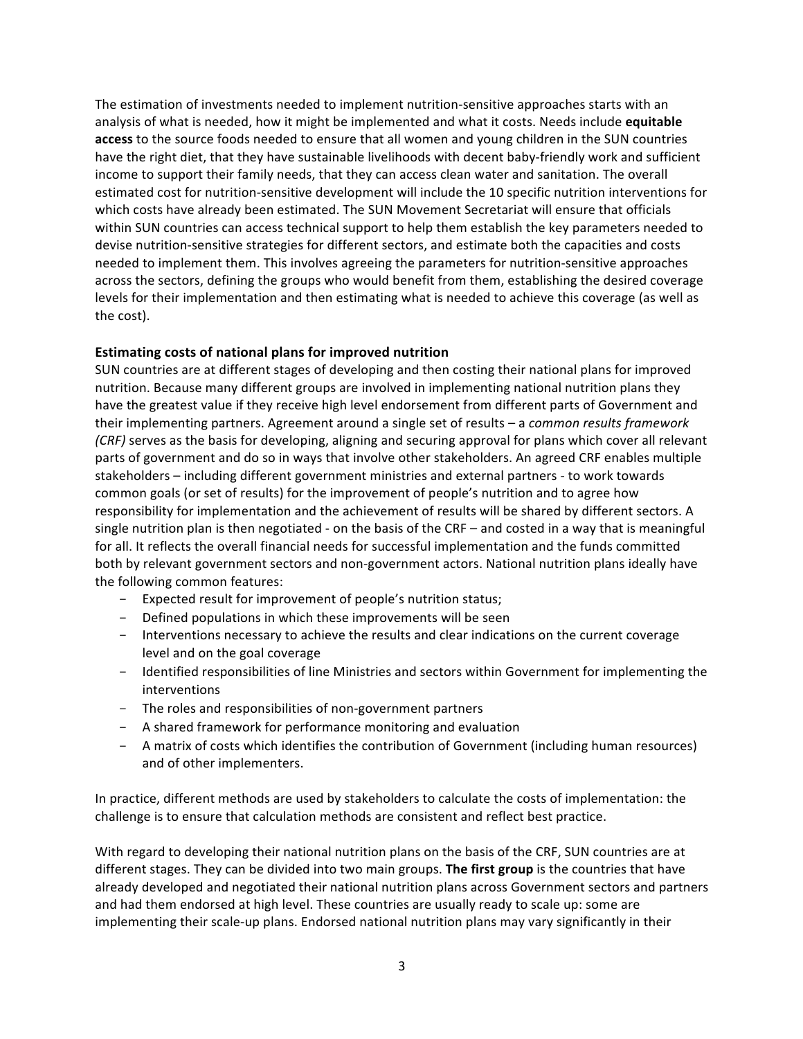The estimation of investments needed to implement nutrition-sensitive approaches starts with an analysis of what is needed, how it might be implemented and what it costs. Needs include **equitable access** to the source foods needed to ensure that all women and young children in the SUN countries have the right diet, that they have sustainable livelihoods with decent baby-friendly work and sufficient income to support their family needs, that they can access clean water and sanitation. The overall estimated cost for nutrition-sensitive development will include the 10 specific nutrition interventions for which costs have already been estimated. The SUN Movement Secretariat will ensure that officials within SUN countries can access technical support to help them establish the key parameters needed to devise nutrition-sensitive strategies for different sectors, and estimate both the capacities and costs needed to implement them. This involves agreeing the parameters for nutrition-sensitive approaches across the sectors, defining the groups who would benefit from them, establishing the desired coverage levels for their implementation and then estimating what is needed to achieve this coverage (as well as the cost).

**Estimating costs of national plans for improved nutrition**

SUN countries are at different stages of developing and then costing their national plans for improved nutrition. Because many different groups are involved in implementing national nutrition plans they have the greatest value if they receive high level endorsement from different parts of Government and their implementing partners. Agreement around a single set of results – a *common results framework (CRF)* serves as the basis for developing, aligning and securing approval for plans which cover all relevant parts of government and do so in ways that involve other stakeholders. An agreed CRF enables multiple stakeholders – including different government ministries and external partners - to work towards common goals (or set of results) for the improvement of people's nutrition and to agree how responsibility for implementation and the achievement of results will be shared by different sectors. A single nutrition plan is then negotiated - on the basis of the CRF – and costed in a way that is meaningful for all. It reflects the overall financial needs for successful implementation and the funds committed both by relevant government sectors and non-government actors. National nutrition plans ideally have the following common features:

- Expected result for improvement of people's nutrition status;
- Defined populations in which these improvements will be seen
- Interventions necessary to achieve the results and clear indications on the current coverage level and on the goal coverage
- Identified responsibilities of line Ministries and sectors within Government for implementing the interventions
- The roles and responsibilities of non-government partners
- A shared framework for performance monitoring and evaluation
- A matrix of costs which identifies the contribution of Government (including human resources) and of other implementers.

In practice, different methods are used by stakeholders to calculate the costs of implementation: the challenge is to ensure that calculation methods are consistent and reflect best practice.

With regard to developing their national nutrition plans on the basis of the CRF, SUN countries are at different stages. They can be divided into two main groups. **The first group** is the countries that have already developed and negotiated their national nutrition plans across Government sectors and partners and had them endorsed at high level. These countries are usually ready to scale up: some are implementing their scale-up plans. Endorsed national nutrition plans may vary significantly in their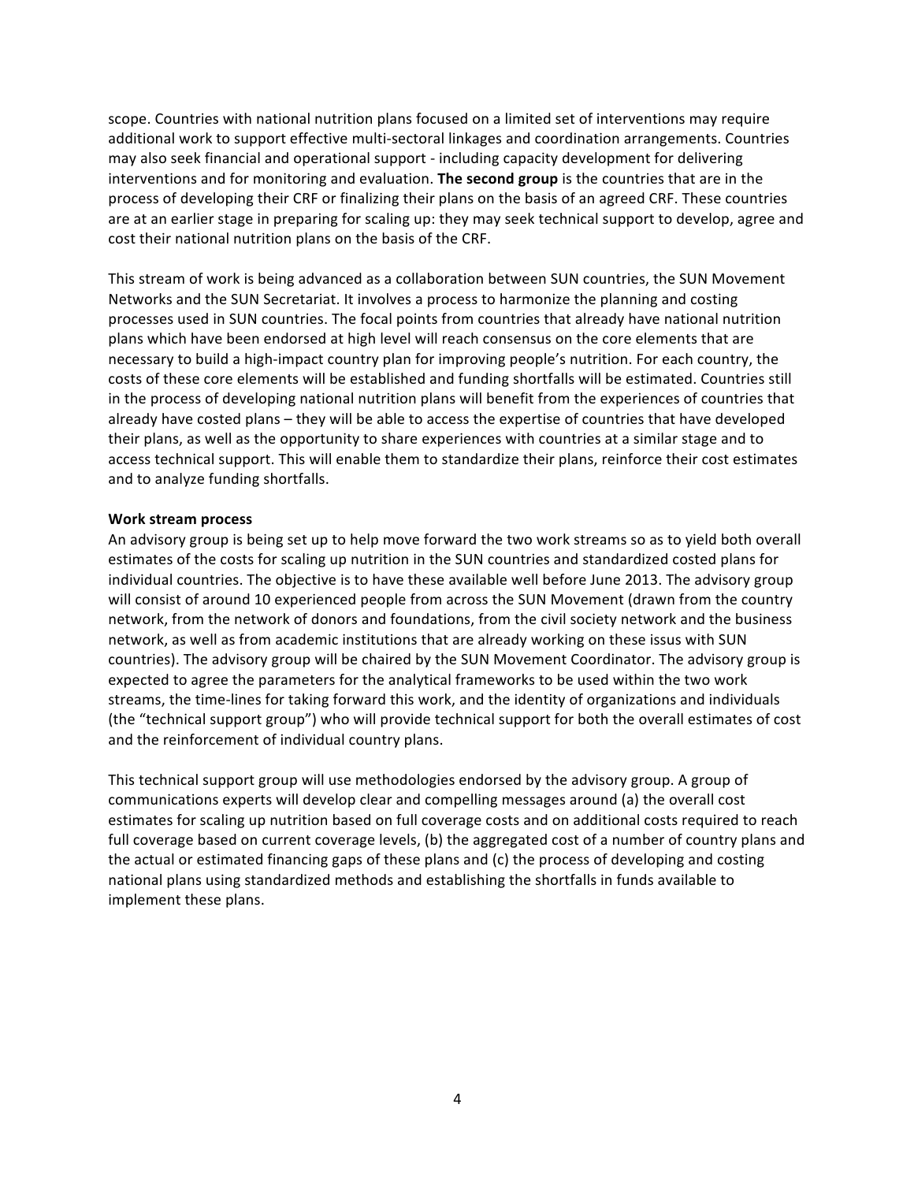scope. Countries with national nutrition plans focused on a limited set of interventions may require additional work to support effective multi-sectoral linkages and coordination arrangements. Countries may also seek financial and operational support - including capacity development for delivering interventions and for monitoring and evaluation. **The second group** is the countries that are in the process of developing their CRF or finalizing their plans on the basis of an agreed CRF. These countries are at an earlier stage in preparing for scaling up: they may seek technical support to develop, agree and cost their national nutrition plans on the basis of the CRF.

This stream of work is being advanced as a collaboration between SUN countries, the SUN Movement Networks and the SUN Secretariat. It involves a process to harmonize the planning and costing processes used in SUN countries. The focal points from countries that already have national nutrition plans which have been endorsed at high level will reach consensus on the core elements that are necessary to build a high-impact country plan for improving people's nutrition. For each country, the costs of these core elements will be established and funding shortfalls will be estimated. Countries still in the process of developing national nutrition plans will benefit from the experiences of countries that already have costed plans – they will be able to access the expertise of countries that have developed their plans, as well as the opportunity to share experiences with countries at a similar stage and to access technical support. This will enable them to standardize their plans, reinforce their cost estimates and to analyze funding shortfalls.

**Work stream process**

An advisory group is being set up to help move forward the two work streams so as to yield both overall estimates of the costs for scaling up nutrition in the SUN countries and standardized costed plans for individual countries. The objective is to have these available well before June 2013. The advisory group will consist of around 10 experienced people from across the SUN Movement (drawn from the country network, from the network of donors and foundations, from the civil society network and the business network, as well as from academic institutions that are already working on these issus with SUN countries). The advisory group will be chaired by the SUN Movement Coordinator. The advisory group is expected to agree the parameters for the analytical frameworks to be used within the two work streams, the time-lines for taking forward this work, and the identity of organizations and individuals (the "technical support group") who will provide technical support for both the overall estimates of cost and the reinforcement of individual country plans.

This technical support group will use methodologies endorsed by the advisory group. A group of communications experts will develop clear and compelling messages around (a) the overall cost estimates for scaling up nutrition based on full coverage costs and on additional costs required to reach full coverage based on current coverage levels, (b) the aggregated cost of a number of country plans and the actual or estimated financing gaps of these plans and (c) the process of developing and costing national plans using standardized methods and establishing the shortfalls in funds available to implement these plans.